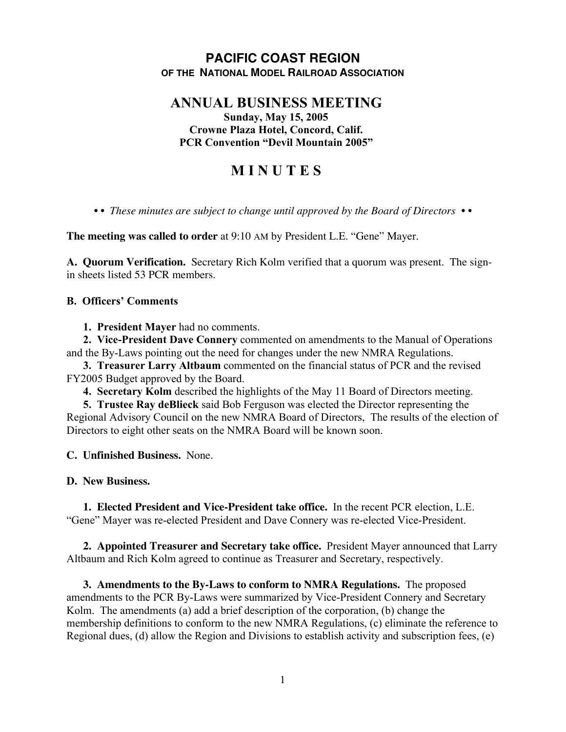# PACIFIC COAST REGION

**OF THE NATIONAL MODEL RAILROAD ASSOCIATION**

## ANNUAL BUSINESS MEETING

**Sunday, May 15, 2005**
**Crowne Plaza Hotel, Concord, Calif.**
**PCR Convention "Devil Mountain 2005"**

## M I N U T E S

• • *These minutes are subject to change until approved by the Board of Directors* • •

**The meeting was called to order** at 9:10 AM by President L.E. "Gene" Mayer.

**A. Quorum Verification.** Secretary Rich Kolm verified that a quorum was present. The sign-in sheets listed 53 PCR members.

**B. Officers' Comments**

1. **President Mayer** had no comments.
2. **Vice-President Dave Connery** commented on amendments to the Manual of Operations and the By-Laws pointing out the need for changes under the new NMRA Regulations.
3. **Treasurer Larry Altbaum** commented on the financial status of PCR and the revised FY2005 Budget approved by the Board.
4. **Secretary Kolm** described the highlights of the May 11 Board of Directors meeting.
5. **Trustee Ray deBlieck** said Bob Ferguson was elected the Director representing the Regional Advisory Council on the new NMRA Board of Directors, The results of the election of Directors to eight other seats on the NMRA Board will be known soon.

**C. Unfinished Business.** None.

**D. New Business.**

1. **Elected President and Vice-President take office.** In the recent PCR election, L.E. "Gene" Mayer was re-elected President and Dave Connery was re-elected Vice-President.

2. **Appointed Treasurer and Secretary take office.** President Mayer announced that Larry Altbaum and Rich Kolm agreed to continue as Treasurer and Secretary, respectively.

3. **Amendments to the By-Laws to conform to NMRA Regulations.** The proposed amendments to the PCR By-Laws were summarized by Vice-President Connery and Secretary Kolm. The amendments (a) add a brief description of the corporation, (b) change the membership definitions to conform to the new NMRA Regulations, (c) eliminate the reference to Regional dues, (d) allow the Region and Divisions to establish activity and subscription fees, (e)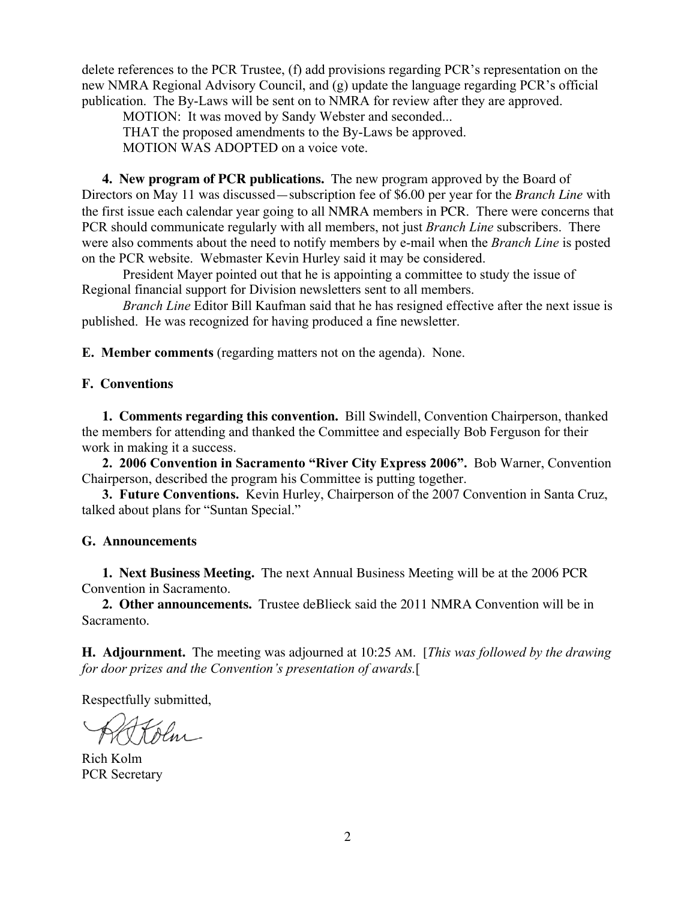delete references to the PCR Trustee, (f) add provisions regarding PCR's representation on the new NMRA Regional Advisory Council, and (g) update the language regarding PCR's official publication. The By-Laws will be sent on to NMRA for review after they are approved.

MOTION: It was moved by Sandy Webster and seconded...

THAT the proposed amendments to the By-Laws be approved.

MOTION WAS ADOPTED on a voice vote.

**4. New program of PCR publications.** The new program approved by the Board of Directors on May 11 was discussed—subscription fee of $6.00 per year for the *Branch Line* with the first issue each calendar year going to all NMRA members in PCR. There were concerns that PCR should communicate regularly with all members, not just *Branch Line* subscribers. There were also comments about the need to notify members by e-mail when the *Branch Line* is posted on the PCR website. Webmaster Kevin Hurley said it may be considered.

President Mayer pointed out that he is appointing a committee to study the issue of Regional financial support for Division newsletters sent to all members.

*Branch Line* Editor Bill Kaufman said that he has resigned effective after the next issue is published. He was recognized for having produced a fine newsletter.

**E. Member comments** (regarding matters not on the agenda). None.

**F. Conventions**

**1. Comments regarding this convention.** Bill Swindell, Convention Chairperson, thanked the members for attending and thanked the Committee and especially Bob Ferguson for their work in making it a success.

**2. 2006 Convention in Sacramento "River City Express 2006".** Bob Warner, Convention Chairperson, described the program his Committee is putting together.

**3. Future Conventions.** Kevin Hurley, Chairperson of the 2007 Convention in Santa Cruz, talked about plans for "Suntan Special."

**G. Announcements**

**1. Next Business Meeting.** The next Annual Business Meeting will be at the 2006 PCR Convention in Sacramento.

**2. Other announcements.** Trustee deBlieck said the 2011 NMRA Convention will be in Sacramento.

**H. Adjournment.** The meeting was adjourned at 10:25 AM. [*This was followed by the drawing for door prizes and the Convention's presentation of awards.*[

Respectfully submitted,

Rich Kolm
PCR Secretary